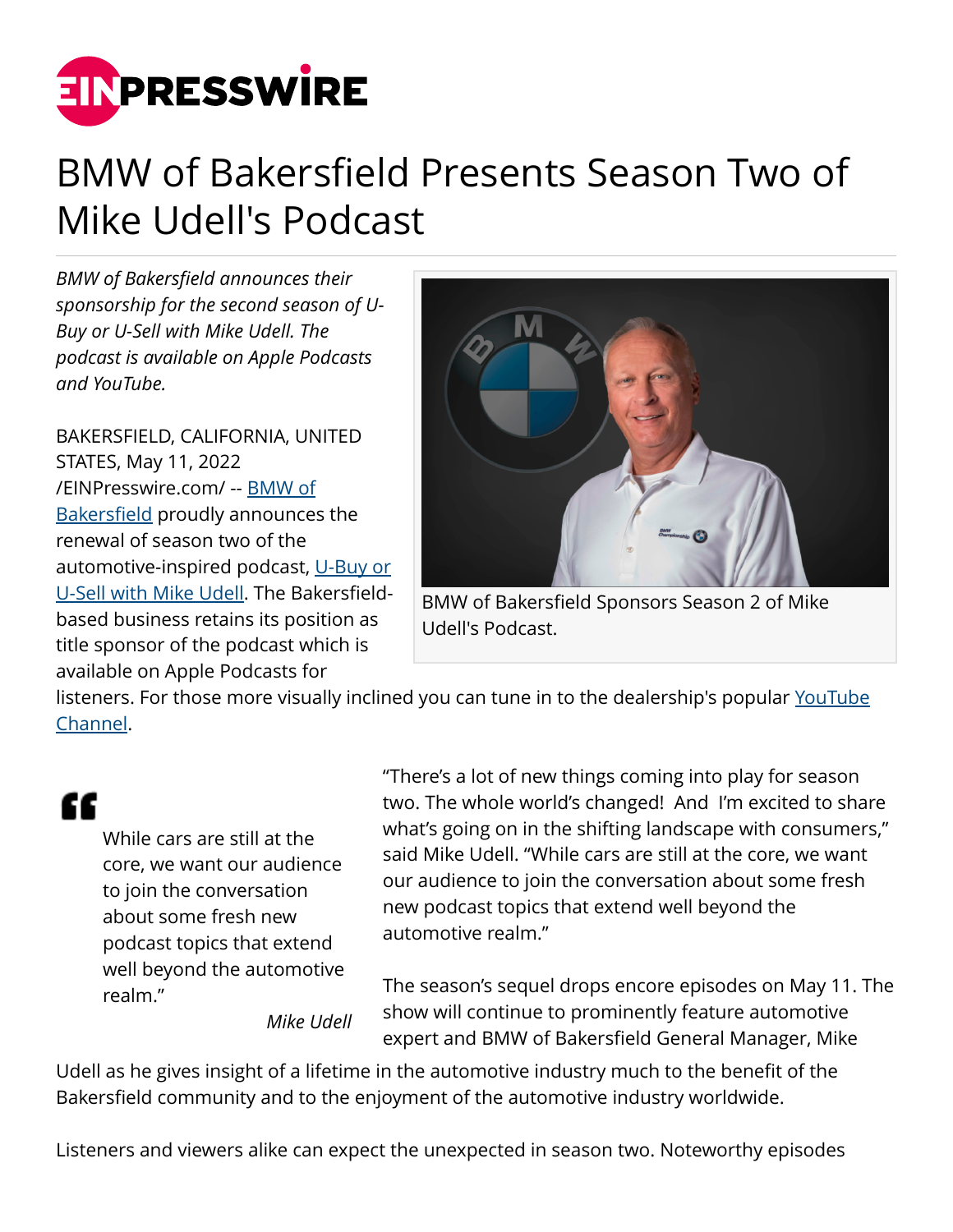# BMW of Bakersfield Presents Season Two of Mike Udell's Podcast

*BMW of Bakersfield announces their sponsorship for the second season of U-Buy or U-Sell with Mike Udell. The podcast is available on Apple Podcasts and YouTube.*

BMW of Bakersfield Sponsors Season 2 of Mike Udell's Podcast.

BAKERSFIELD, CALIFORNIA, UNITED STATES, May 11, 2022 /EINPresswire.com/ -- BMW of Bakersfield proudly announces the renewal of season two of the automotive-inspired podcast, U-Buy or U-Sell with Mike Udell. The Bakersfield-based business retains its position as title sponsor of the podcast which is available on Apple Podcasts for listeners. For those more visually inclined you can tune in to the dealership's popular YouTube Channel.

> While cars are still at the core, we want our audience to join the conversation about some fresh new podcast topics that extend well beyond the automotive realm."
>
> *Mike Udell*

“There’s a lot of new things coming into play for season two. The whole world’s changed! And I’m excited to share what’s going on in the shifting landscape with consumers,” said Mike Udell. “While cars are still at the core, we want our audience to join the conversation about some fresh new podcast topics that extend well beyond the automotive realm.”

The season’s sequel drops encore episodes on May 11. The show will continue to prominently feature automotive expert and BMW of Bakersfield General Manager, Mike Udell as he gives insight of a lifetime in the automotive industry much to the benefit of the Bakersfield community and to the enjoyment of the automotive industry worldwide.

Listeners and viewers alike can expect the unexpected in season two. Noteworthy episodes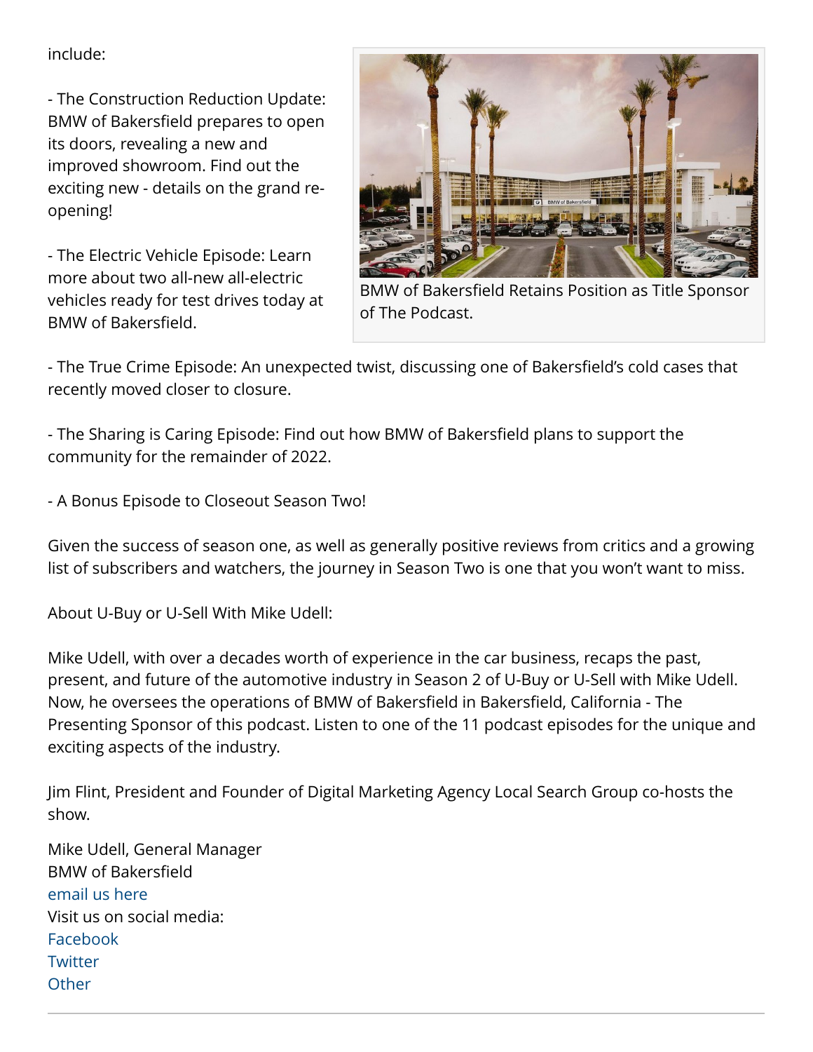include:

- The Construction Reduction Update: BMW of Bakersfield prepares to open its doors, revealing a new and improved showroom. Find out the exciting new - details on the grand re-opening!

- The Electric Vehicle Episode: Learn more about two all-new all-electric vehicles ready for test drives today at BMW of Bakersfield.

BMW of Bakersfield Retains Position as Title Sponsor of The Podcast.

- The True Crime Episode: An unexpected twist, discussing one of Bakersfield's cold cases that recently moved closer to closure.

- The Sharing is Caring Episode: Find out how BMW of Bakersfield plans to support the community for the remainder of 2022.

- A Bonus Episode to Closeout Season Two!

Given the success of season one, as well as generally positive reviews from critics and a growing list of subscribers and watchers, the journey in Season Two is one that you won't want to miss.

About U-Buy or U-Sell With Mike Udell:

Mike Udell, with over a decades worth of experience in the car business, recaps the past, present, and future of the automotive industry in Season 2 of U-Buy or U-Sell with Mike Udell. Now, he oversees the operations of BMW of Bakersfield in Bakersfield, California - The Presenting Sponsor of this podcast. Listen to one of the 11 podcast episodes for the unique and exciting aspects of the industry.

Jim Flint, President and Founder of Digital Marketing Agency Local Search Group co-hosts the show.

Mike Udell, General Manager
BMW of Bakersfield
email us here
Visit us on social media:
Facebook
Twitter
Other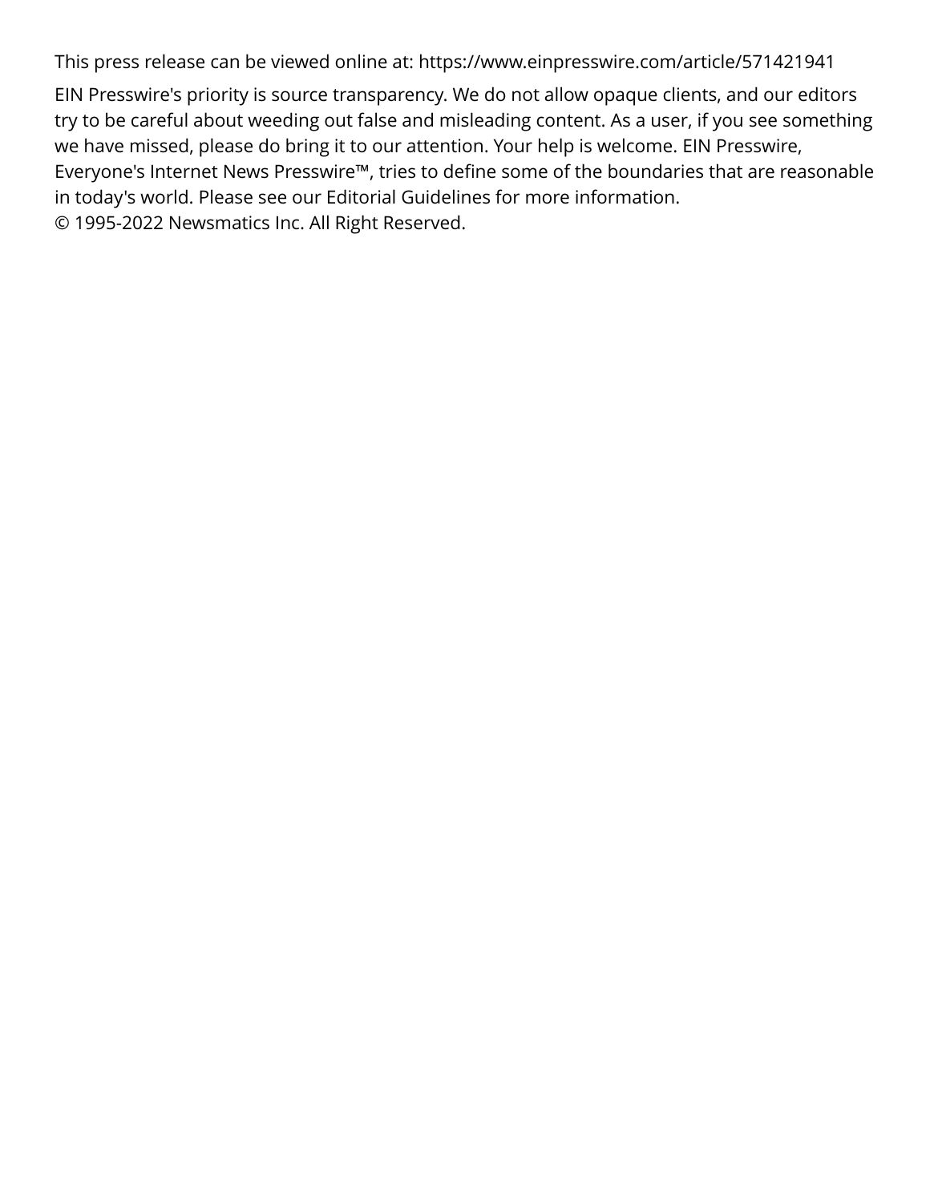This press release can be viewed online at: https://www.einpresswire.com/article/571421941

EIN Presswire's priority is source transparency. We do not allow opaque clients, and our editors try to be careful about weeding out false and misleading content. As a user, if you see something we have missed, please do bring it to our attention. Your help is welcome. EIN Presswire, Everyone's Internet News Presswire™, tries to define some of the boundaries that are reasonable in today's world. Please see our Editorial Guidelines for more information.

© 1995-2022 Newsmatics Inc. All Right Reserved.